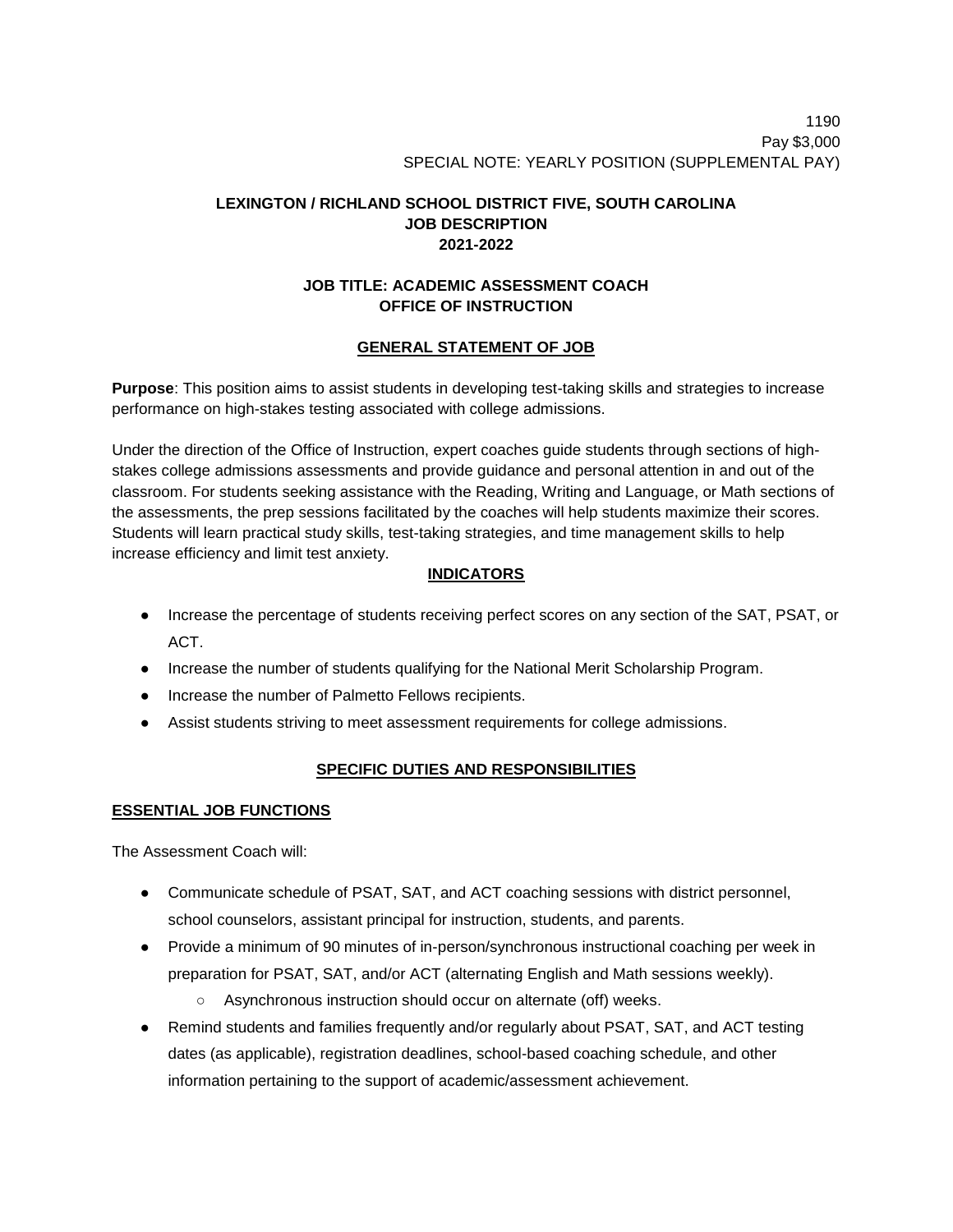1190
Pay $3,000
SPECIAL NOTE: YEARLY POSITION (SUPPLEMENTAL PAY)

**LEXINGTON / RICHLAND SCHOOL DISTRICT FIVE, SOUTH CAROLINA**
**JOB DESCRIPTION**
**2021-2022**

# JOB TITLE: ACADEMIC ASSESSMENT COACH
# OFFICE OF INSTRUCTION

## GENERAL STATEMENT OF JOB

**Purpose**: This position aims to assist students in developing test-taking skills and strategies to increase performance on high-stakes testing associated with college admissions.

Under the direction of the Office of Instruction, expert coaches guide students through sections of high-stakes college admissions assessments and provide guidance and personal attention in and out of the classroom. For students seeking assistance with the Reading, Writing and Language, or Math sections of the assessments, the prep sessions facilitated by the coaches will help students maximize their scores. Students will learn practical study skills, test-taking strategies, and time management skills to help increase efficiency and limit test anxiety.

## INDICATORS

- Increase the percentage of students receiving perfect scores on any section of the SAT, PSAT, or ACT.
- Increase the number of students qualifying for the National Merit Scholarship Program.
- Increase the number of Palmetto Fellows recipients.
- Assist students striving to meet assessment requirements for college admissions.

## SPECIFIC DUTIES AND RESPONSIBILITIES

### ESSENTIAL JOB FUNCTIONS

The Assessment Coach will:

- Communicate schedule of PSAT, SAT, and ACT coaching sessions with district personnel, school counselors, assistant principal for instruction, students, and parents.
- Provide a minimum of 90 minutes of in-person/synchronous instructional coaching per week in preparation for PSAT, SAT, and/or ACT (alternating English and Math sessions weekly).
  - Asynchronous instruction should occur on alternate (off) weeks.
- Remind students and families frequently and/or regularly about PSAT, SAT, and ACT testing dates (as applicable), registration deadlines, school-based coaching schedule, and other information pertaining to the support of academic/assessment achievement.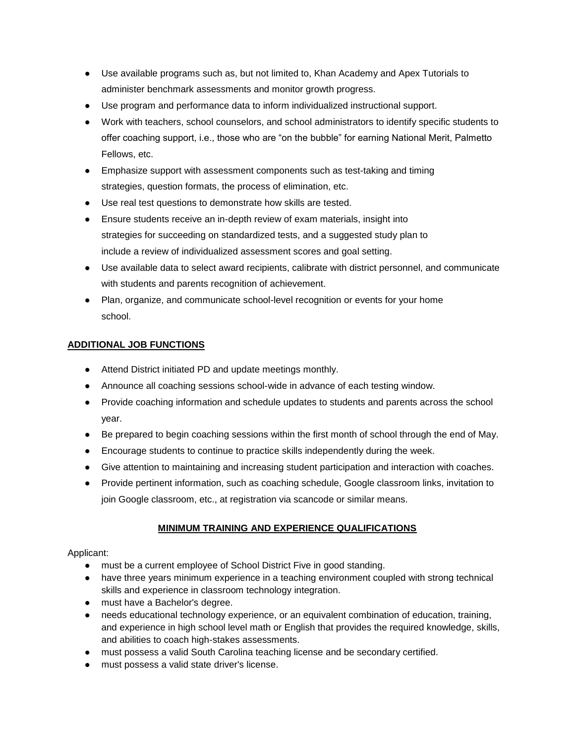- Use available programs such as, but not limited to, Khan Academy and Apex Tutorials to administer benchmark assessments and monitor growth progress.
- Use program and performance data to inform individualized instructional support.
- Work with teachers, school counselors, and school administrators to identify specific students to offer coaching support, i.e., those who are "on the bubble" for earning National Merit, Palmetto Fellows, etc.
- Emphasize support with assessment components such as test-taking and timing strategies, question formats, the process of elimination, etc.
- Use real test questions to demonstrate how skills are tested.
- Ensure students receive an in-depth review of exam materials, insight into strategies for succeeding on standardized tests, and a suggested study plan to include a review of individualized assessment scores and goal setting.
- Use available data to select award recipients, calibrate with district personnel, and communicate with students and parents recognition of achievement.
- Plan, organize, and communicate school-level recognition or events for your home school.

## <u>ADDITIONAL JOB FUNCTIONS</u>

- Attend District initiated PD and update meetings monthly.
- Announce all coaching sessions school-wide in advance of each testing window.
- Provide coaching information and schedule updates to students and parents across the school year.
- Be prepared to begin coaching sessions within the first month of school through the end of May.
- Encourage students to continue to practice skills independently during the week.
- Give attention to maintaining and increasing student participation and interaction with coaches.
- Provide pertinent information, such as coaching schedule, Google classroom links, invitation to join Google classroom, etc., at registration via scancode or similar means.

## <u>MINIMUM TRAINING AND EXPERIENCE QUALIFICATIONS</u>

Applicant:

- must be a current employee of School District Five in good standing.
- have three years minimum experience in a teaching environment coupled with strong technical skills and experience in classroom technology integration.
- must have a Bachelor's degree.
- needs educational technology experience, or an equivalent combination of education, training, and experience in high school level math or English that provides the required knowledge, skills, and abilities to coach high-stakes assessments.
- must possess a valid South Carolina teaching license and be secondary certified.
- must possess a valid state driver's license.